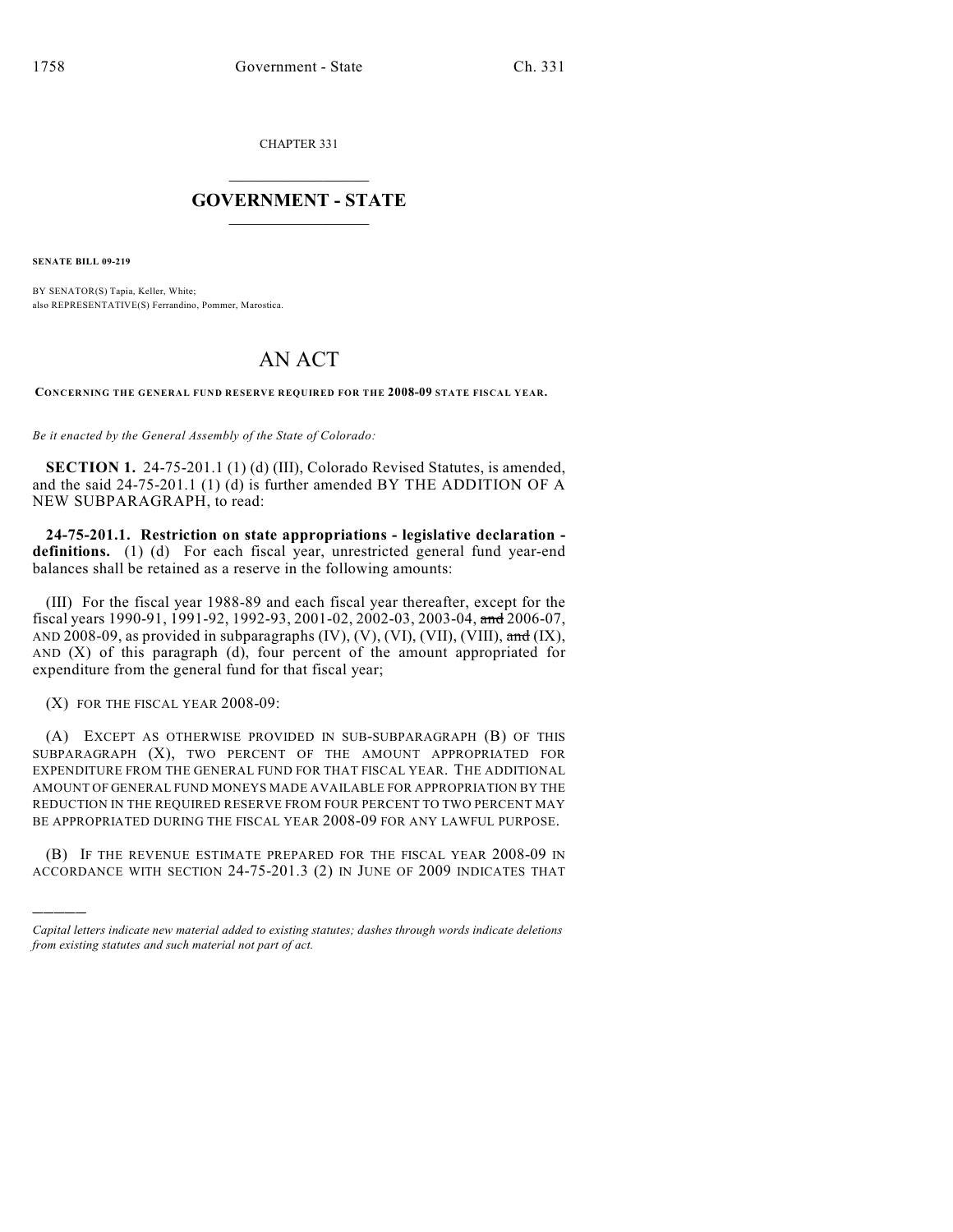CHAPTER 331

# GOVERNMENT - STATE

**SENATE BILL 09-219**

BY SENATOR(S) Tapia, Keller, White;
also REPRESENTATIVE(S) Ferrandino, Pommer, Marostica.

# AN ACT

**CONCERNING THE GENERAL FUND RESERVE REQUIRED FOR THE 2008-09 STATE FISCAL YEAR.**

*Be it enacted by the General Assembly of the State of Colorado:*

**SECTION 1.** 24-75-201.1 (1) (d) (III), Colorado Revised Statutes, is amended, and the said 24-75-201.1 (1) (d) is further amended BY THE ADDITION OF A NEW SUBPARAGRAPH, to read:

**24-75-201.1. Restriction on state appropriations - legislative declaration - definitions.** (1) (d) For each fiscal year, unrestricted general fund year-end balances shall be retained as a reserve in the following amounts:

(III) For the fiscal year 1988-89 and each fiscal year thereafter, except for the fiscal years 1990-91, 1991-92, 1992-93, 2001-02, 2002-03, 2003-04, ~~and~~ 2006-07, AND 2008-09, as provided in subparagraphs (IV), (V), (VI), (VII), (VIII), ~~and~~ (IX), AND (X) of this paragraph (d), four percent of the amount appropriated for expenditure from the general fund for that fiscal year;

(X) FOR THE FISCAL YEAR 2008-09:

(A) EXCEPT AS OTHERWISE PROVIDED IN SUB-SUBPARAGRAPH (B) OF THIS SUBPARAGRAPH (X), TWO PERCENT OF THE AMOUNT APPROPRIATED FOR EXPENDITURE FROM THE GENERAL FUND FOR THAT FISCAL YEAR. THE ADDITIONAL AMOUNT OF GENERAL FUND MONEYS MADE AVAILABLE FOR APPROPRIATION BY THE REDUCTION IN THE REQUIRED RESERVE FROM FOUR PERCENT TO TWO PERCENT MAY BE APPROPRIATED DURING THE FISCAL YEAR 2008-09 FOR ANY LAWFUL PURPOSE.

(B) IF THE REVENUE ESTIMATE PREPARED FOR THE FISCAL YEAR 2008-09 IN ACCORDANCE WITH SECTION 24-75-201.3 (2) IN JUNE OF 2009 INDICATES THAT

---

*Capital letters indicate new material added to existing statutes; dashes through words indicate deletions from existing statutes and such material not part of act.*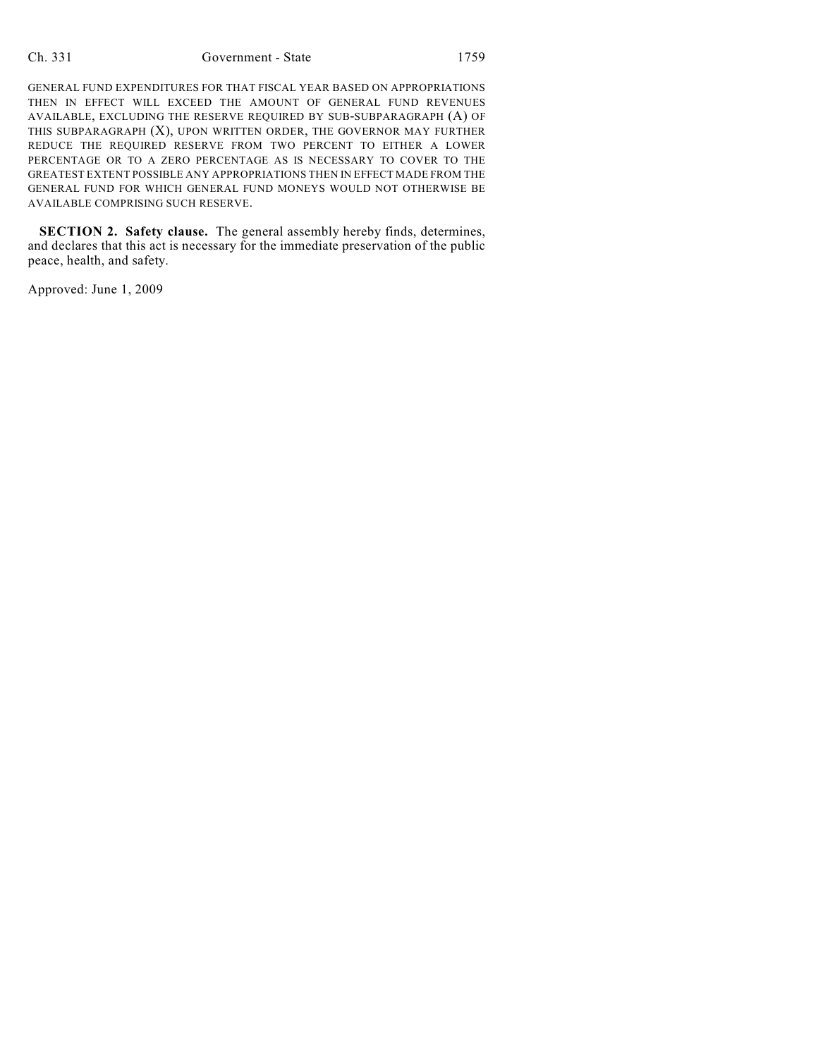GENERAL FUND EXPENDITURES FOR THAT FISCAL YEAR BASED ON APPROPRIATIONS THEN IN EFFECT WILL EXCEED THE AMOUNT OF GENERAL FUND REVENUES AVAILABLE, EXCLUDING THE RESERVE REQUIRED BY SUB-SUBPARAGRAPH (A) OF THIS SUBPARAGRAPH (X), UPON WRITTEN ORDER, THE GOVERNOR MAY FURTHER REDUCE THE REQUIRED RESERVE FROM TWO PERCENT TO EITHER A LOWER PERCENTAGE OR TO A ZERO PERCENTAGE AS IS NECESSARY TO COVER TO THE GREATEST EXTENT POSSIBLE ANY APPROPRIATIONS THEN IN EFFECT MADE FROM THE GENERAL FUND FOR WHICH GENERAL FUND MONEYS WOULD NOT OTHERWISE BE AVAILABLE COMPRISING SUCH RESERVE.

**SECTION 2. Safety clause.** The general assembly hereby finds, determines, and declares that this act is necessary for the immediate preservation of the public peace, health, and safety.

Approved: June 1, 2009